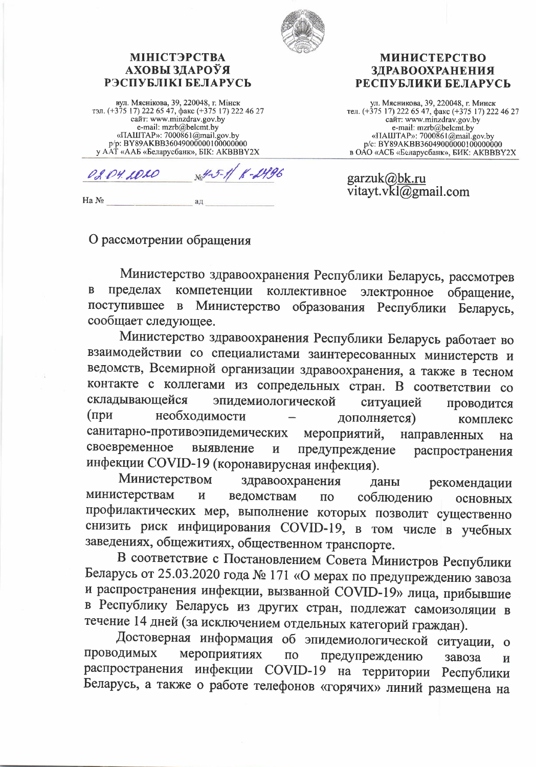**МІНІСТЭРСТВА АХОВЫ ЗДАРОЎЯ РЭСПУБЛІКІ БЕЛАРУСЬ**

вул. Мяснікова, 39, 220048, г. Мінск
тэл. (+375 17) 222 65 47, факс (+375 17) 222 46 27
сайт: www.minzdrav.gov.by
e-mail: mzrb@belcmt.by
«ПАШТАР»: 7000861@mail.gov.by
р/р: BY89AKBB36049000000100000000
у ААТ «ААБ «Беларусбанк», БІК: AKBBBY2X

**МИНИСТЕРСТВО ЗДРАВООХРАНЕНИЯ РЕСПУБЛИКИ БЕЛАРУСЬ**

ул. Мясникова, 39, 220048, г. Минск
тел. (+375 17) 222 65 47, факс (+375 17) 222 46 27
сайт: www.minzdrav.gov.by
e-mail: mzrb@belcmt.by
«ПАШТАР»: 7000861@mail.gov.by
р/с: BY89AKBB36049000000100000000
в ОАО «АСБ «Беларусбанк», БИК: AKBBBY2X

02.04.2020 № 4-5-11/ К-2496

На № ________ ад ________

garzuk@bk.ru
vitayt.vkl@gmail.com

О рассмотрении обращения

Министерство здравоохранения Республики Беларусь, рассмотрев в пределах компетенции коллективное электронное обращение, поступившее в Министерство образования Республики Беларусь, сообщает следующее.

Министерство здравоохранения Республики Беларусь работает во взаимодействии со специалистами заинтересованных министерств и ведомств, Всемирной организации здравоохранения, а также в тесном контакте с коллегами из сопредельных стран. В соответствии со складывающейся эпидемиологической ситуацией проводится (при необходимости – дополняется) комплекс санитарно-противоэпидемических мероприятий, направленных на своевременное выявление и предупреждение распространения инфекции COVID-19 (коронавирусная инфекция).

Министерством здравоохранения даны рекомендации министерствам и ведомствам по соблюдению основных профилактических мер, выполнение которых позволит существенно снизить риск инфицирования COVID-19, в том числе в учебных заведениях, общежитиях, общественном транспорте.

В соответствие с Постановлением Совета Министров Республики Беларусь от 25.03.2020 года № 171 «О мерах по предупреждению завоза и распространения инфекции, вызванной COVID-19» лица, прибывшие в Республику Беларусь из других стран, подлежат самоизоляции в течение 14 дней (за исключением отдельных категорий граждан).

Достоверная информация об эпидемиологической ситуации, о проводимых мероприятиях по предупреждению завоза и распространения инфекции COVID-19 на территории Республики Беларусь, а также о работе телефонов «горячих» линий размещена на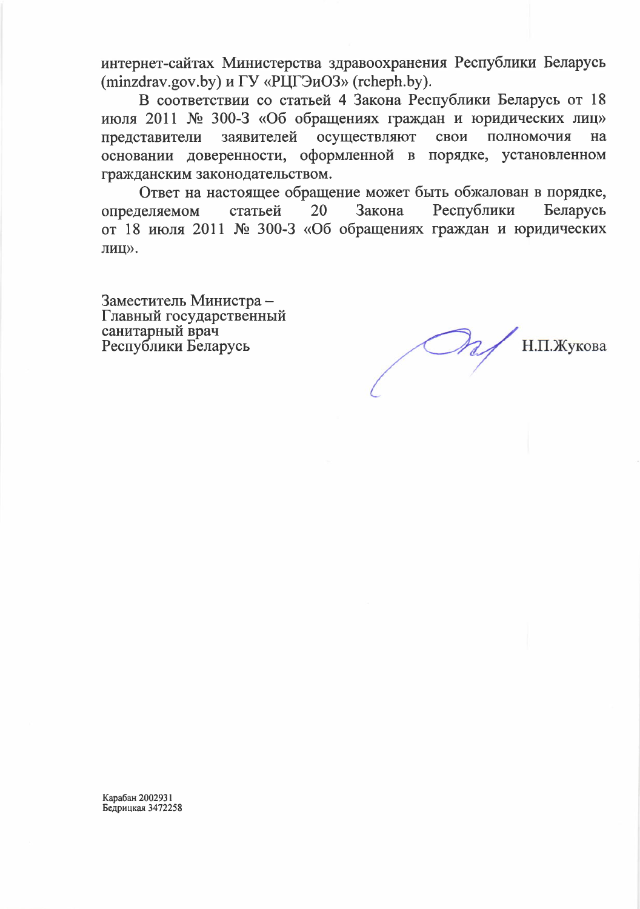интернет-сайтах Министерства здравоохранения Республики Беларусь (minzdrav.gov.by) и ГУ «РЦГЭиОЗ» (rcheph.by).

В соответствии со статьей 4 Закона Республики Беларусь от 18 июля 2011 № 300-З «Об обращениях граждан и юридических лиц» представители заявителей осуществляют свои полномочия на основании доверенности, оформленной в порядке, установленном гражданским законодательством.

Ответ на настоящее обращение может быть обжалован в порядке, определяемом статьей 20 Закона Республики Беларусь от 18 июля 2011 № 300-З «Об обращениях граждан и юридических лиц».

Заместитель Министра –
Главный государственный
санитарный врач
Республики Беларусь

Н.П.Жукова

Карабан 2002931
Бедрицкая 3472258